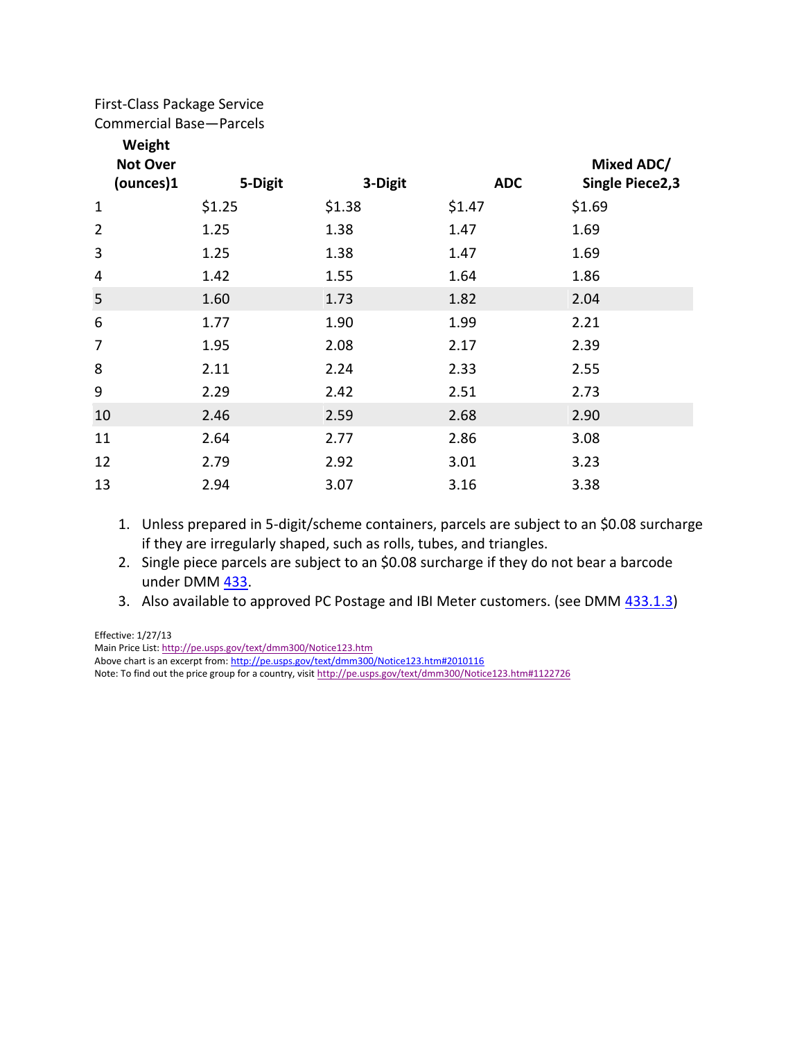First-Class Package Service
Commercial Base—Parcels

| Weight Not Over (ounces)[1] | 5-Digit | 3-Digit | ADC | Mixed ADC/ Single Piece[2,3] |
|---|---|---|---|---|
| 1 | $1.25 | $1.38 | $1.47 | $1.69 |
| 2 | 1.25 | 1.38 | 1.47 | 1.69 |
| 3 | 1.25 | 1.38 | 1.47 | 1.69 |
| 4 | 1.42 | 1.55 | 1.64 | 1.86 |
| 5 | 1.60 | 1.73 | 1.82 | 2.04 |
| 6 | 1.77 | 1.90 | 1.99 | 2.21 |
| 7 | 1.95 | 2.08 | 2.17 | 2.39 |
| 8 | 2.11 | 2.24 | 2.33 | 2.55 |
| 9 | 2.29 | 2.42 | 2.51 | 2.73 |
| 10 | 2.46 | 2.59 | 2.68 | 2.90 |
| 11 | 2.64 | 2.77 | 2.86 | 3.08 |
| 12 | 2.79 | 2.92 | 3.01 | 3.23 |
| 13 | 2.94 | 3.07 | 3.16 | 3.38 |

1. Unless prepared in 5-digit/scheme containers, parcels are subject to an $0.08 surcharge if they are irregularly shaped, such as rolls, tubes, and triangles.
2. Single piece parcels are subject to an $0.08 surcharge if they do not bear a barcode under DMM 433.
3. Also available to approved PC Postage and IBI Meter customers. (see DMM 433.1.3)

Effective: 1/27/13
Main Price List: http://pe.usps.gov/text/dmm300/Notice123.htm
Above chart is an excerpt from: http://pe.usps.gov/text/dmm300/Notice123.htm#2010116
Note: To find out the price group for a country, visit http://pe.usps.gov/text/dmm300/Notice123.htm#1122726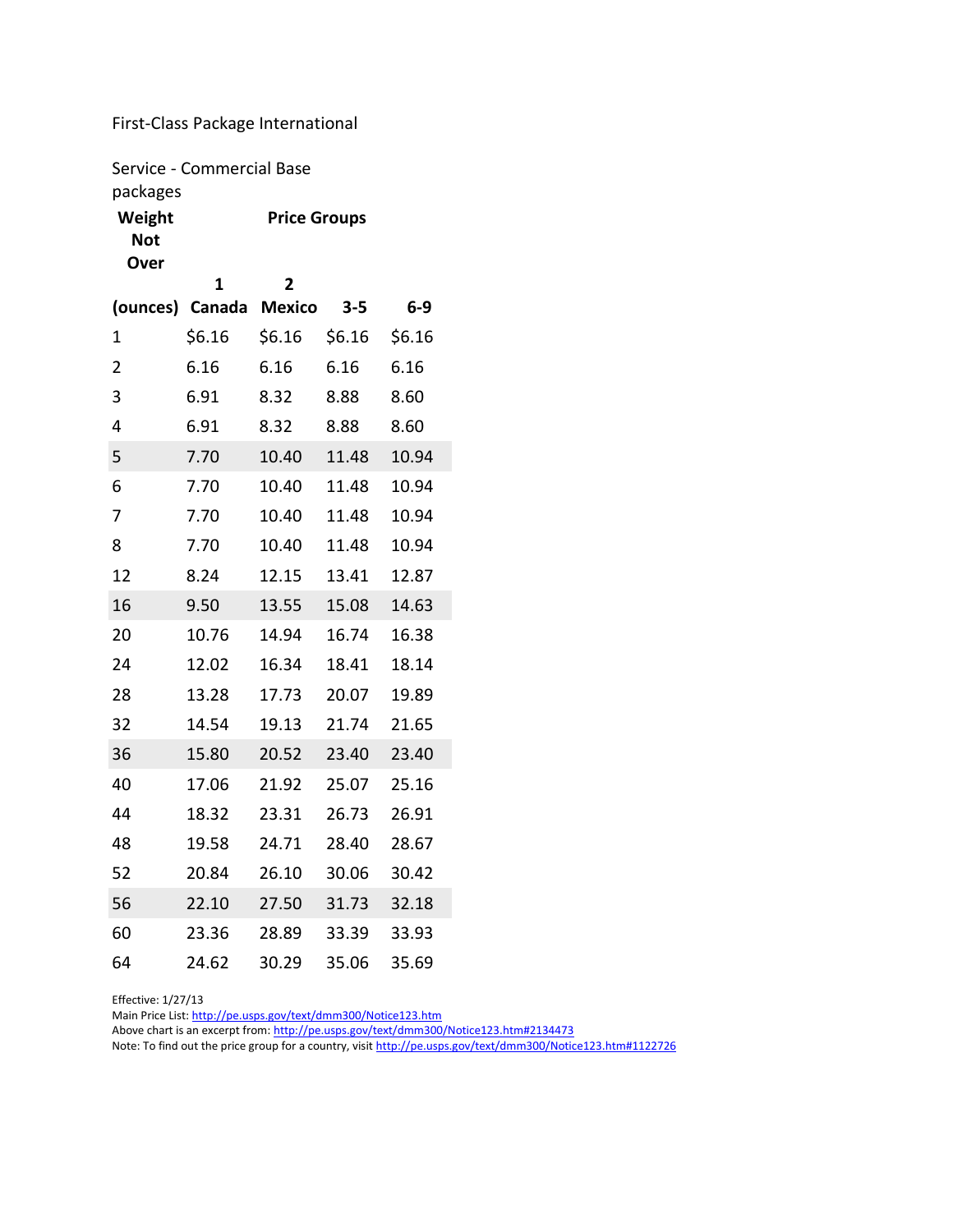First-Class Package International

Service - Commercial Base packages

| Weight Not Over | Price Groups | | | |
|---|---|---|---|---|
| | 1 | 2 | | |
| (ounces) | Canada | Mexico | 3-5 | 6-9 |
| 1 | $6.16 | $6.16 | $6.16 | $6.16 |
| 2 | 6.16 | 6.16 | 6.16 | 6.16 |
| 3 | 6.91 | 8.32 | 8.88 | 8.60 |
| 4 | 6.91 | 8.32 | 8.88 | 8.60 |
| 5 | 7.70 | 10.40 | 11.48 | 10.94 |
| 6 | 7.70 | 10.40 | 11.48 | 10.94 |
| 7 | 7.70 | 10.40 | 11.48 | 10.94 |
| 8 | 7.70 | 10.40 | 11.48 | 10.94 |
| 12 | 8.24 | 12.15 | 13.41 | 12.87 |
| 16 | 9.50 | 13.55 | 15.08 | 14.63 |
| 20 | 10.76 | 14.94 | 16.74 | 16.38 |
| 24 | 12.02 | 16.34 | 18.41 | 18.14 |
| 28 | 13.28 | 17.73 | 20.07 | 19.89 |
| 32 | 14.54 | 19.13 | 21.74 | 21.65 |
| 36 | 15.80 | 20.52 | 23.40 | 23.40 |
| 40 | 17.06 | 21.92 | 25.07 | 25.16 |
| 44 | 18.32 | 23.31 | 26.73 | 26.91 |
| 48 | 19.58 | 24.71 | 28.40 | 28.67 |
| 52 | 20.84 | 26.10 | 30.06 | 30.42 |
| 56 | 22.10 | 27.50 | 31.73 | 32.18 |
| 60 | 23.36 | 28.89 | 33.39 | 33.93 |
| 64 | 24.62 | 30.29 | 35.06 | 35.69 |

Effective: 1/27/13
Main Price List: http://pe.usps.gov/text/dmm300/Notice123.htm
Above chart is an excerpt from: http://pe.usps.gov/text/dmm300/Notice123.htm#2134473
Note: To find out the price group for a country, visit http://pe.usps.gov/text/dmm300/Notice123.htm#1122726